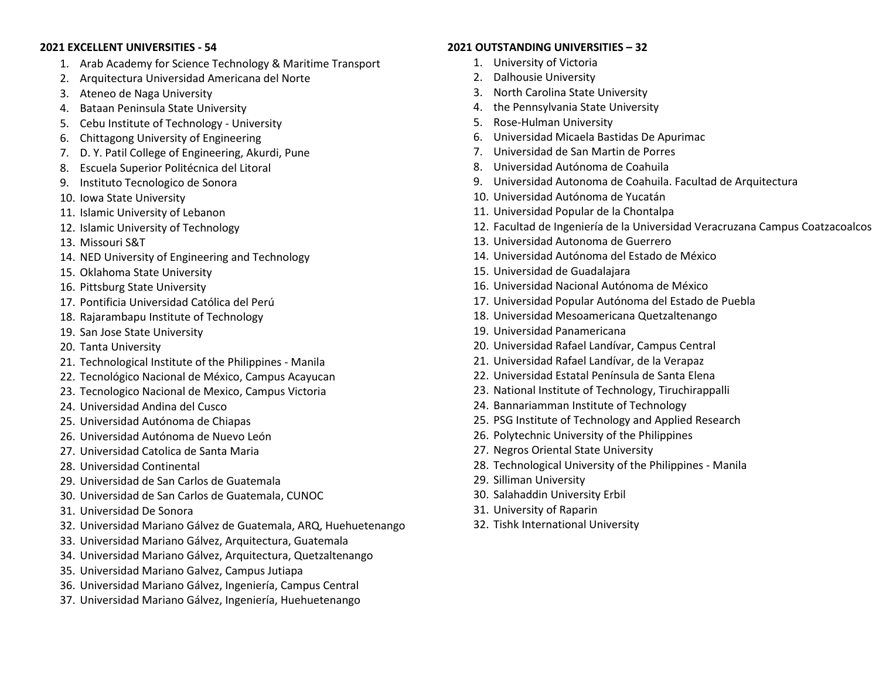**2021 EXCELLENT UNIVERSITIES - 54**

1. Arab Academy for Science Technology & Maritime Transport
2. Arquitectura Universidad Americana del Norte
3. Ateneo de Naga University
4. Bataan Peninsula State University
5. Cebu Institute of Technology - University
6. Chittagong University of Engineering
7. D. Y. Patil College of Engineering, Akurdi, Pune
8. Escuela Superior Politécnica del Litoral
9. Instituto Tecnologico de Sonora
10. Iowa State University
11. Islamic University of Lebanon
12. Islamic University of Technology
13. Missouri S&T
14. NED University of Engineering and Technology
15. Oklahoma State University
16. Pittsburg State University
17. Pontificia Universidad Católica del Perú
18. Rajarambapu Institute of Technology
19. San Jose State University
20. Tanta University
21. Technological Institute of the Philippines - Manila
22. Tecnológico Nacional de México, Campus Acayucan
23. Tecnologico Nacional de Mexico, Campus Victoria
24. Universidad Andina del Cusco
25. Universidad Autónoma de Chiapas
26. Universidad Autónoma de Nuevo León
27. Universidad Catolica de Santa Maria
28. Universidad Continental
29. Universidad de San Carlos de Guatemala
30. Universidad de San Carlos de Guatemala, CUNOC
31. Universidad De Sonora
32. Universidad Mariano Gálvez de Guatemala, ARQ, Huehuetenango
33. Universidad Mariano Gálvez, Arquitectura, Guatemala
34. Universidad Mariano Gálvez, Arquitectura, Quetzaltenango
35. Universidad Mariano Galvez, Campus Jutiapa
36. Universidad Mariano Gálvez, Ingeniería, Campus Central
37. Universidad Mariano Gálvez, Ingeniería, Huehuetenango

**2021 OUTSTANDING UNIVERSITIES – 32**

1. University of Victoria
2. Dalhousie University
3. North Carolina State University
4. the Pennsylvania State University
5. Rose-Hulman University
6. Universidad Micaela Bastidas De Apurimac
7. Universidad de San Martin de Porres
8. Universidad Autónoma de Coahuila
9. Universidad Autonoma de Coahuila. Facultad de Arquitectura
10. Universidad Autónoma de Yucatán
11. Universidad Popular de la Chontalpa
12. Facultad de Ingeniería de la Universidad Veracruzana Campus Coatzacoalcos
13. Universidad Autonoma de Guerrero
14. Universidad Autónoma del Estado de México
15. Universidad de Guadalajara
16. Universidad Nacional Autónoma de México
17. Universidad Popular Autónoma del Estado de Puebla
18. Universidad Mesoamericana Quetzaltenango
19. Universidad Panamericana
20. Universidad Rafael Landívar, Campus Central
21. Universidad Rafael Landívar, de la Verapaz
22. Universidad Estatal Península de Santa Elena
23. National Institute of Technology, Tiruchirappalli
24. Bannariamman Institute of Technology
25. PSG Institute of Technology and Applied Research
26. Polytechnic University of the Philippines
27. Negros Oriental State University
28. Technological University of the Philippines - Manila
29. Silliman University
30. Salahaddin University Erbil
31. University of Raparin
32. Tishk International University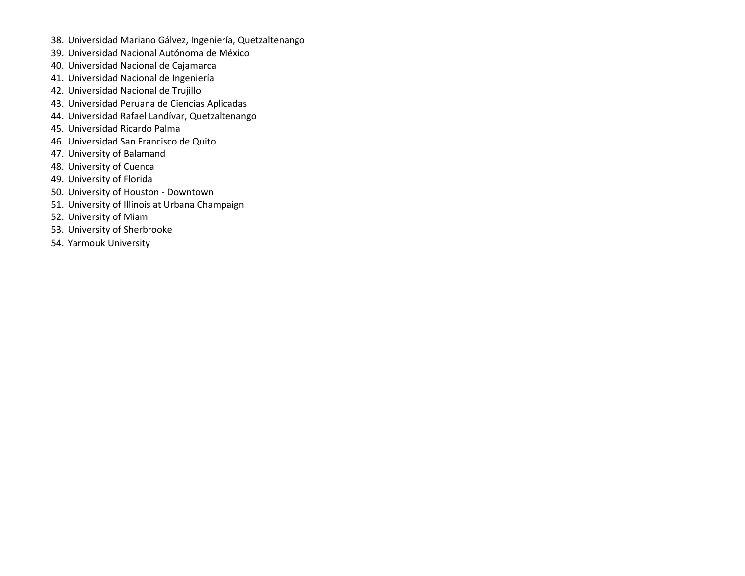38. Universidad Mariano Gálvez, Ingeniería, Quetzaltenango
39. Universidad Nacional Autónoma de México
40. Universidad Nacional de Cajamarca
41. Universidad Nacional de Ingeniería
42. Universidad Nacional de Trujillo
43. Universidad Peruana de Ciencias Aplicadas
44. Universidad Rafael Landívar, Quetzaltenango
45. Universidad Ricardo Palma
46. Universidad San Francisco de Quito
47. University of Balamand
48. University of Cuenca
49. University of Florida
50. University of Houston - Downtown
51. University of Illinois at Urbana Champaign
52. University of Miami
53. University of Sherbrooke
54. Yarmouk University